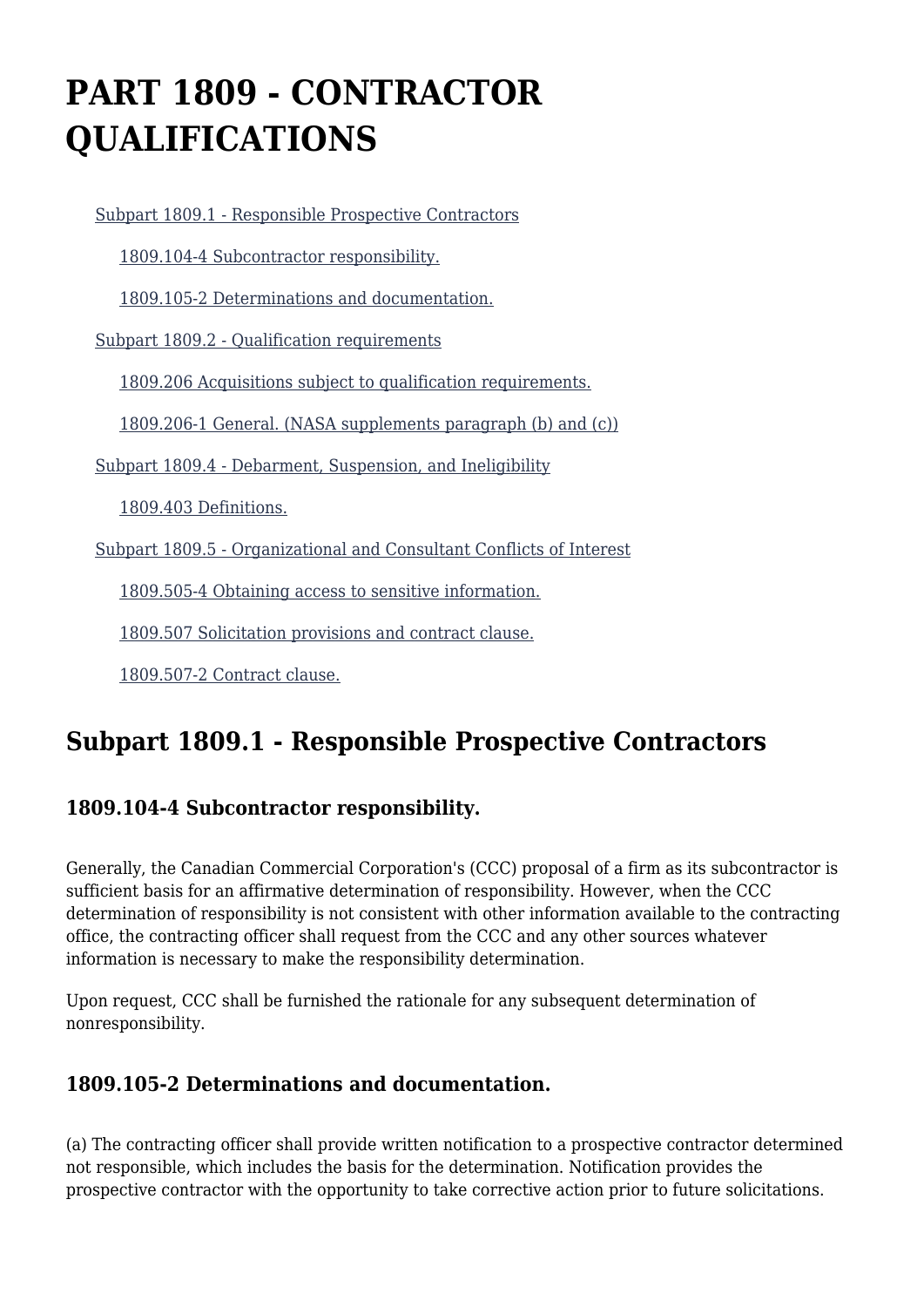# PART 1809 - CONTRACTOR QUALIFICATIONS

- Subpart 1809.1 - Responsible Prospective Contractors
  - 1809.104-4 Subcontractor responsibility.
  - 1809.105-2 Determinations and documentation.
- Subpart 1809.2 - Qualification requirements
  - 1809.206 Acquisitions subject to qualification requirements.
  - 1809.206-1 General. (NASA supplements paragraph (b) and (c))
- Subpart 1809.4 - Debarment, Suspension, and Ineligibility
  - 1809.403 Definitions.
- Subpart 1809.5 - Organizational and Consultant Conflicts of Interest
  - 1809.505-4 Obtaining access to sensitive information.
  - 1809.507 Solicitation provisions and contract clause.
  - 1809.507-2 Contract clause.

## Subpart 1809.1 - Responsible Prospective Contractors

### 1809.104-4 Subcontractor responsibility.

Generally, the Canadian Commercial Corporation's (CCC) proposal of a firm as its subcontractor is sufficient basis for an affirmative determination of responsibility. However, when the CCC determination of responsibility is not consistent with other information available to the contracting office, the contracting officer shall request from the CCC and any other sources whatever information is necessary to make the responsibility determination.

Upon request, CCC shall be furnished the rationale for any subsequent determination of nonresponsibility.

### 1809.105-2 Determinations and documentation.

(a) The contracting officer shall provide written notification to a prospective contractor determined not responsible, which includes the basis for the determination. Notification provides the prospective contractor with the opportunity to take corrective action prior to future solicitations.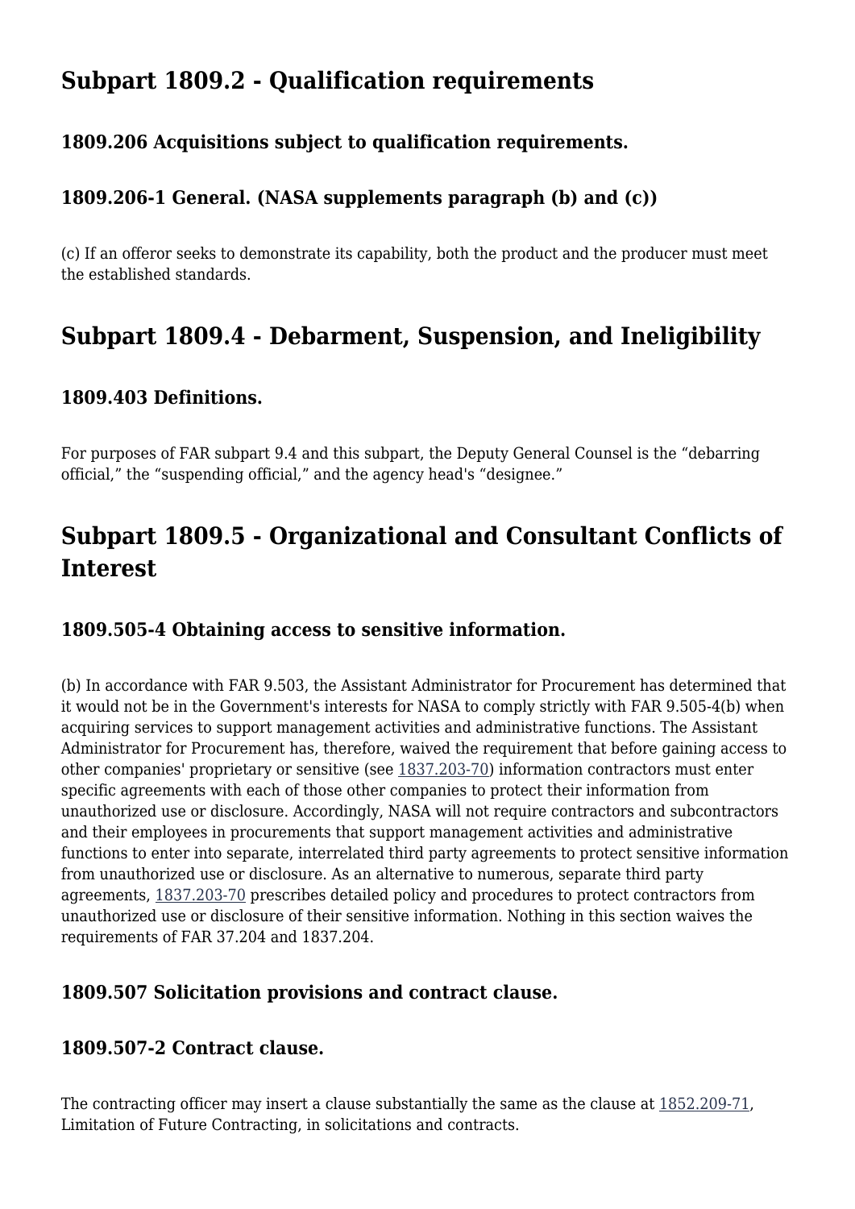## Subpart 1809.2 - Qualification requirements

### 1809.206 Acquisitions subject to qualification requirements.

### 1809.206-1 General. (NASA supplements paragraph (b) and (c))

(c) If an offeror seeks to demonstrate its capability, both the product and the producer must meet the established standards.

## Subpart 1809.4 - Debarment, Suspension, and Ineligibility

### 1809.403 Definitions.

For purposes of FAR subpart 9.4 and this subpart, the Deputy General Counsel is the "debarring official," the "suspending official," and the agency head's "designee."

## Subpart 1809.5 - Organizational and Consultant Conflicts of Interest

### 1809.505-4 Obtaining access to sensitive information.

(b) In accordance with FAR 9.503, the Assistant Administrator for Procurement has determined that it would not be in the Government's interests for NASA to comply strictly with FAR 9.505-4(b) when acquiring services to support management activities and administrative functions. The Assistant Administrator for Procurement has, therefore, waived the requirement that before gaining access to other companies' proprietary or sensitive (see 1837.203-70) information contractors must enter specific agreements with each of those other companies to protect their information from unauthorized use or disclosure. Accordingly, NASA will not require contractors and subcontractors and their employees in procurements that support management activities and administrative functions to enter into separate, interrelated third party agreements to protect sensitive information from unauthorized use or disclosure. As an alternative to numerous, separate third party agreements, 1837.203-70 prescribes detailed policy and procedures to protect contractors from unauthorized use or disclosure of their sensitive information. Nothing in this section waives the requirements of FAR 37.204 and 1837.204.

### 1809.507 Solicitation provisions and contract clause.

### 1809.507-2 Contract clause.

The contracting officer may insert a clause substantially the same as the clause at 1852.209-71, Limitation of Future Contracting, in solicitations and contracts.